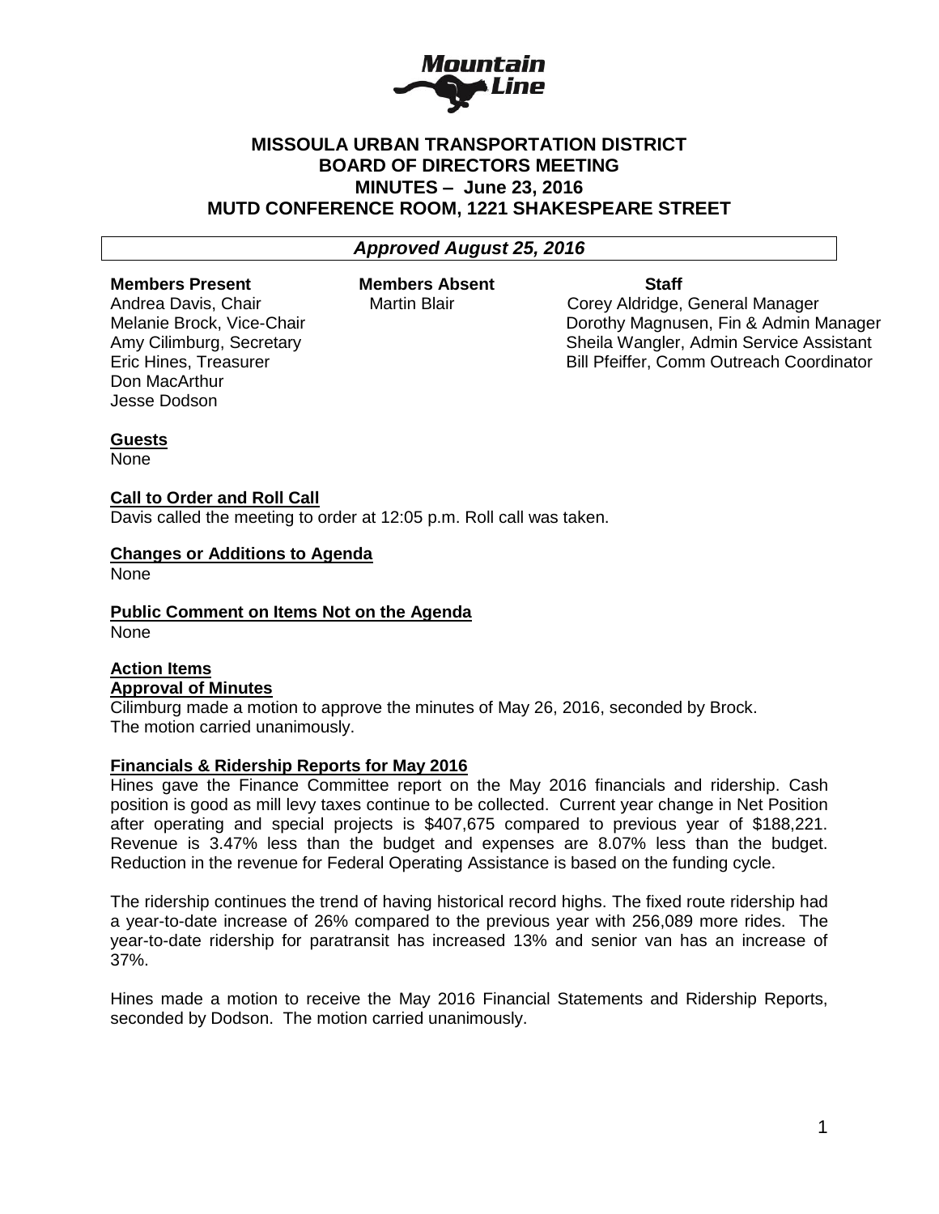# MISSOULA URBAN TRANSPORTATION DISTRICT
## BOARD OF DIRECTORS MEETING
## MINUTES – June 23, 2016
## MUTD CONFERENCE ROOM, 1221 SHAKESPEARE STREET

***Approved August 25, 2016***

| Members Present | Members Absent | Staff |
|---|---|---|
| Andrea Davis, Chair | Martin Blair | Corey Aldridge, General Manager |
| Melanie Brock, Vice-Chair | | Dorothy Magnusen, Fin & Admin Manager |
| Amy Cilimburg, Secretary | | Sheila Wangler, Admin Service Assistant |
| Eric Hines, Treasurer | | Bill Pfeiffer, Comm Outreach Coordinator |
| Don MacArthur | | |
| Jesse Dodson | | |

**Guests**

None

**Call to Order and Roll Call**

Davis called the meeting to order at 12:05 p.m. Roll call was taken.

**Changes or Additions to Agenda**

None

**Public Comment on Items Not on the Agenda**

None

**Action Items**

**Approval of Minutes**

Cilimburg made a motion to approve the minutes of May 26, 2016, seconded by Brock. The motion carried unanimously.

**Financials & Ridership Reports for May 2016**

Hines gave the Finance Committee report on the May 2016 financials and ridership. Cash position is good as mill levy taxes continue to be collected. Current year change in Net Position after operating and special projects is $407,675 compared to previous year of $188,221. Revenue is 3.47% less than the budget and expenses are 8.07% less than the budget. Reduction in the revenue for Federal Operating Assistance is based on the funding cycle.

The ridership continues the trend of having historical record highs. The fixed route ridership had a year-to-date increase of 26% compared to the previous year with 256,089 more rides. The year-to-date ridership for paratransit has increased 13% and senior van has an increase of 37%.

Hines made a motion to receive the May 2016 Financial Statements and Ridership Reports, seconded by Dodson. The motion carried unanimously.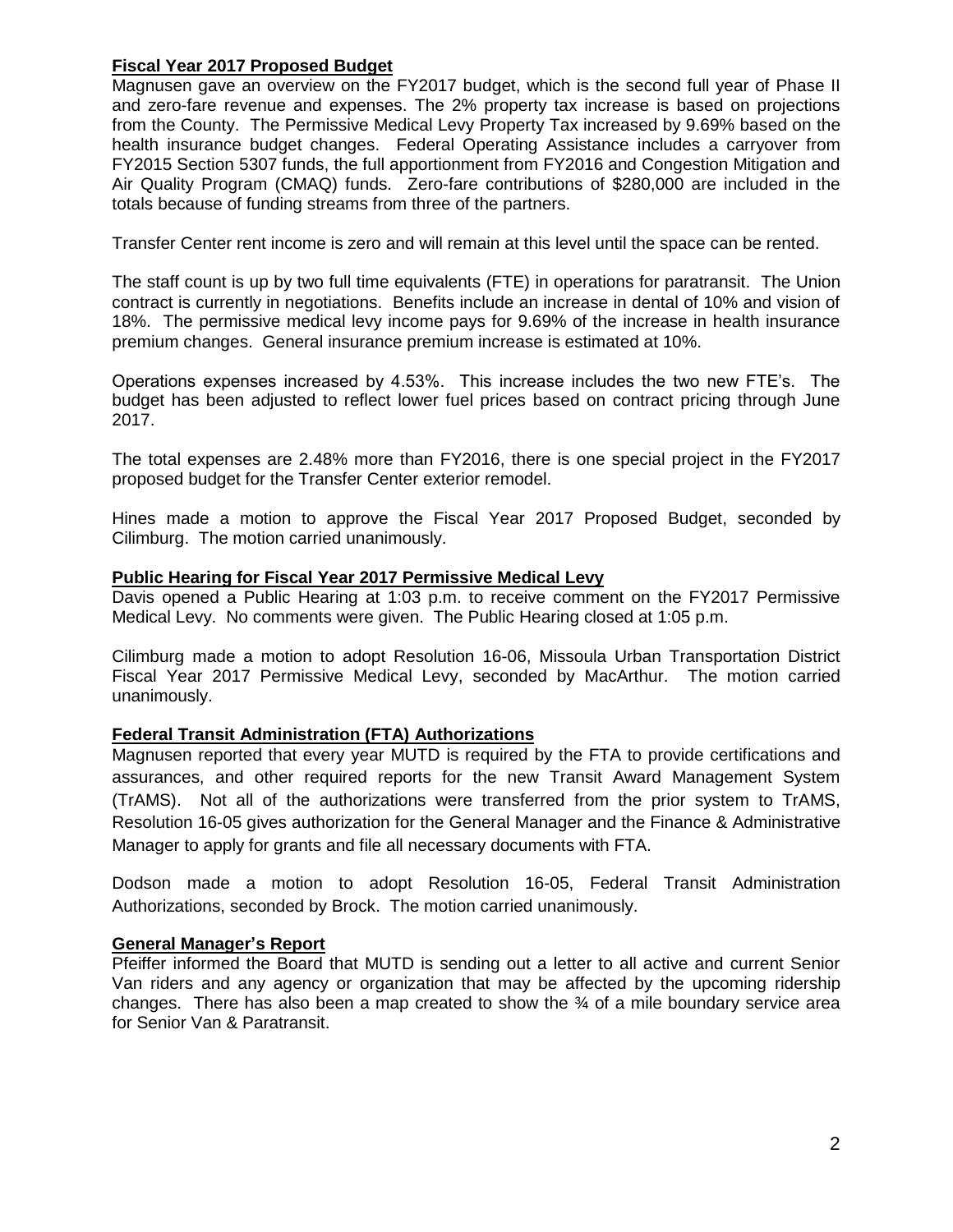**Fiscal Year 2017 Proposed Budget**

Magnusen gave an overview on the FY2017 budget, which is the second full year of Phase II and zero-fare revenue and expenses. The 2% property tax increase is based on projections from the County. The Permissive Medical Levy Property Tax increased by 9.69% based on the health insurance budget changes. Federal Operating Assistance includes a carryover from FY2015 Section 5307 funds, the full apportionment from FY2016 and Congestion Mitigation and Air Quality Program (CMAQ) funds. Zero-fare contributions of $280,000 are included in the totals because of funding streams from three of the partners.

Transfer Center rent income is zero and will remain at this level until the space can be rented.

The staff count is up by two full time equivalents (FTE) in operations for paratransit. The Union contract is currently in negotiations. Benefits include an increase in dental of 10% and vision of 18%. The permissive medical levy income pays for 9.69% of the increase in health insurance premium changes. General insurance premium increase is estimated at 10%.

Operations expenses increased by 4.53%. This increase includes the two new FTE's. The budget has been adjusted to reflect lower fuel prices based on contract pricing through June 2017.

The total expenses are 2.48% more than FY2016, there is one special project in the FY2017 proposed budget for the Transfer Center exterior remodel.

Hines made a motion to approve the Fiscal Year 2017 Proposed Budget, seconded by Cilimburg. The motion carried unanimously.

**Public Hearing for Fiscal Year 2017 Permissive Medical Levy**

Davis opened a Public Hearing at 1:03 p.m. to receive comment on the FY2017 Permissive Medical Levy. No comments were given. The Public Hearing closed at 1:05 p.m.

Cilimburg made a motion to adopt Resolution 16-06, Missoula Urban Transportation District Fiscal Year 2017 Permissive Medical Levy, seconded by MacArthur. The motion carried unanimously.

**Federal Transit Administration (FTA) Authorizations**

Magnusen reported that every year MUTD is required by the FTA to provide certifications and assurances, and other required reports for the new Transit Award Management System (TrAMS). Not all of the authorizations were transferred from the prior system to TrAMS, Resolution 16-05 gives authorization for the General Manager and the Finance & Administrative Manager to apply for grants and file all necessary documents with FTA.

Dodson made a motion to adopt Resolution 16-05, Federal Transit Administration Authorizations, seconded by Brock. The motion carried unanimously.

**General Manager's Report**

Pfeiffer informed the Board that MUTD is sending out a letter to all active and current Senior Van riders and any agency or organization that may be affected by the upcoming ridership changes. There has also been a map created to show the ¾ of a mile boundary service area for Senior Van & Paratransit.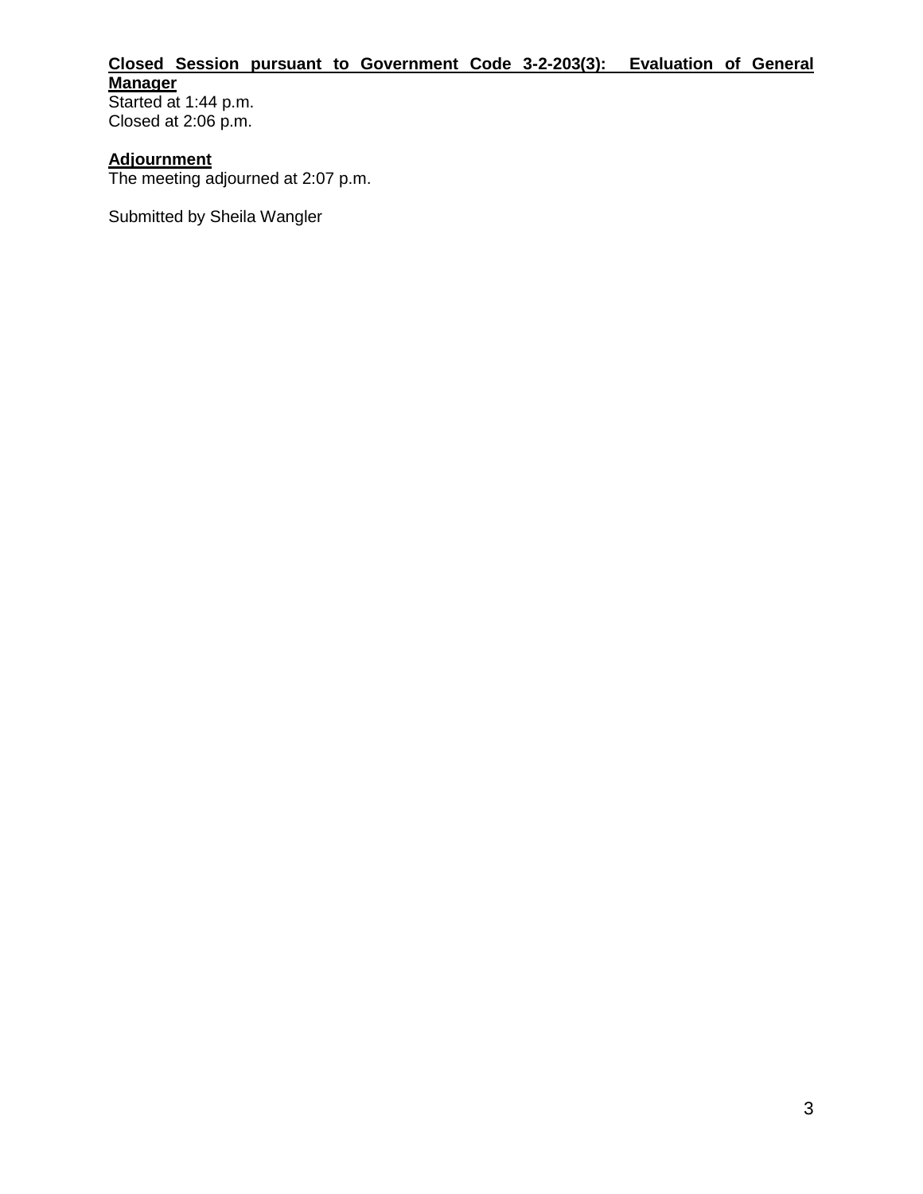**Closed Session pursuant to Government Code 3-2-203(3): Evaluation of General Manager**

Started at 1:44 p.m.
Closed at 2:06 p.m.

**Adjournment**

The meeting adjourned at 2:07 p.m.

Submitted by Sheila Wangler